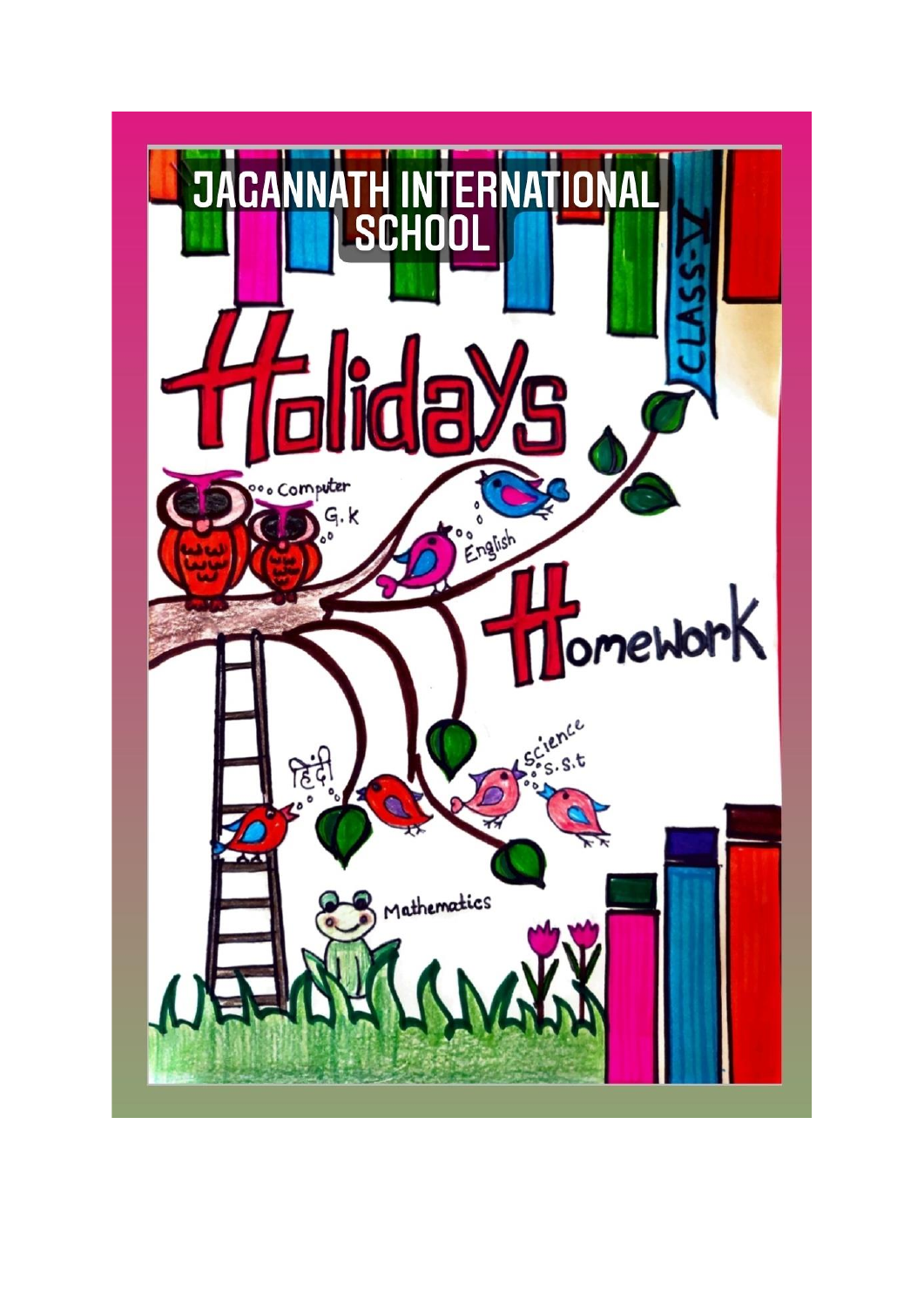# JAGANNATH INTERNATIONAL SCHOOL

# Holidays Homework

CLASS-V

Computer

G.K

English

हिंदी

Science

S.S.t

Mathematics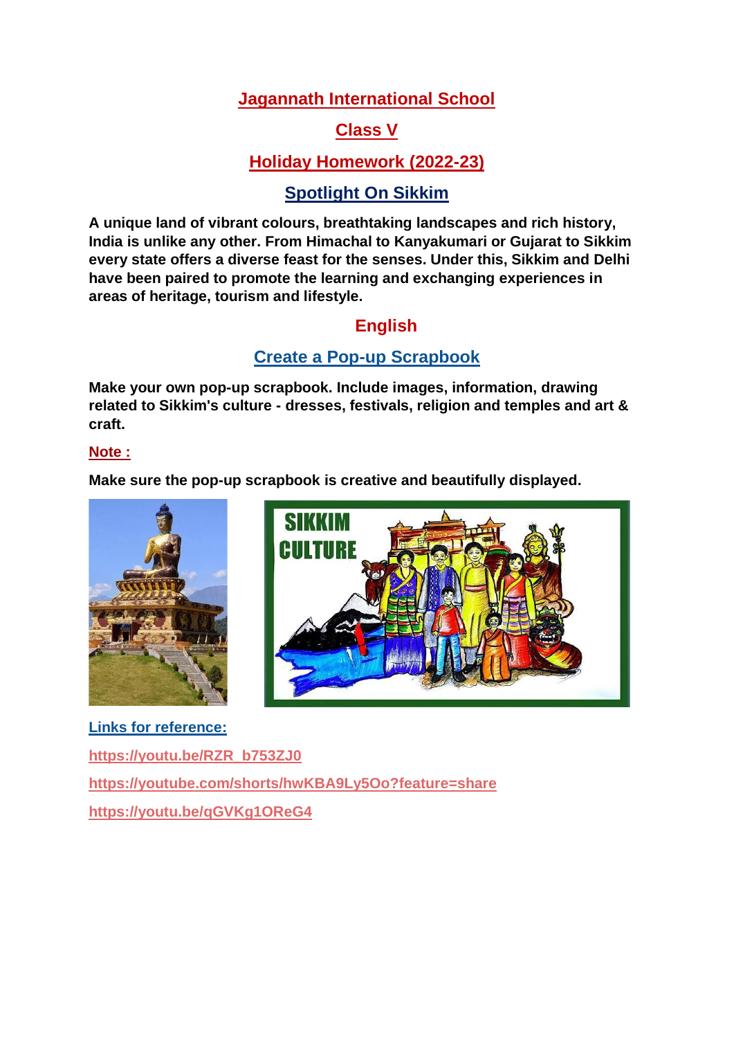# Jagannath International School

## Class V

## Holiday Homework (2022-23)

## Spotlight On Sikkim

**A unique land of vibrant colours, breathtaking landscapes and rich history, India is unlike any other. From Himachal to Kanyakumari or Gujarat to Sikkim every state offers a diverse feast for the senses. Under this, Sikkim and Delhi have been paired to promote the learning and exchanging experiences in areas of heritage, tourism and lifestyle.**

## English

### Create a Pop-up Scrapbook

**Make your own pop-up scrapbook. Include images, information, drawing related to Sikkim's culture - dresses, festivals, religion and temples and art & craft.**

**Note :**

**Make sure the pop-up scrapbook is creative and beautifully displayed.**

**Links for reference:**

https://youtu.be/RZR_b753ZJ0

https://youtube.com/shorts/hwKBA9Ly5Oo?feature=share

https://youtu.be/qGVKg1OReG4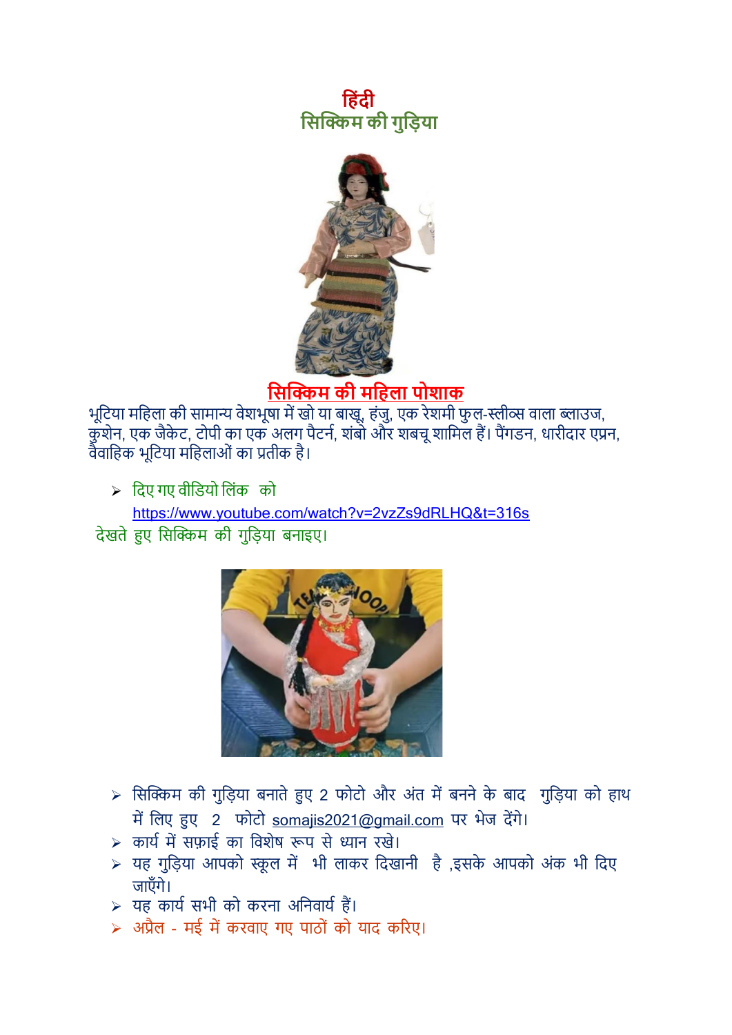# हिंदी

## सिक्किम की गुड़िया

### सिक्किम की महिला पोशाक

भूटिया महिला की सामान्य वेशभूषा में खो या बाखू, हंजु, एक रेशमी फुल-स्लीव्स वाला ब्लाउज, कुशेन, एक जैकेट, टोपी का एक अलग पैटर्न, शंबो और शबचू शामिल हैं। पैंगडन, धारीदार एप्रन, वैवाहिक भूटिया महिलाओं का प्रतीक है।

- दिए गए वीडियो लिंक को https://www.youtube.com/watch?v=2vzZs9dRLHQ&t=316s

देखते हुए सिक्किम की गुड़िया बनाइए।

- सिक्किम की गुड़िया बनाते हुए 2 फोटो और अंत में बनने के बाद गुड़िया को हाथ में लिए हुए 2 फोटो somajis2021@gmail.com पर भेज देंगे।
- कार्य में सफ़ाई का विशेष रूप से ध्यान रखे।
- यह गुड़िया आपको स्कूल में भी लाकर दिखानी है ,इसके आपको अंक भी दिए जाएँगे।
- यह कार्य सभी को करना अनिवार्य हैं।
- अप्रैल - मई में करवाए गए पाठों को याद करिए।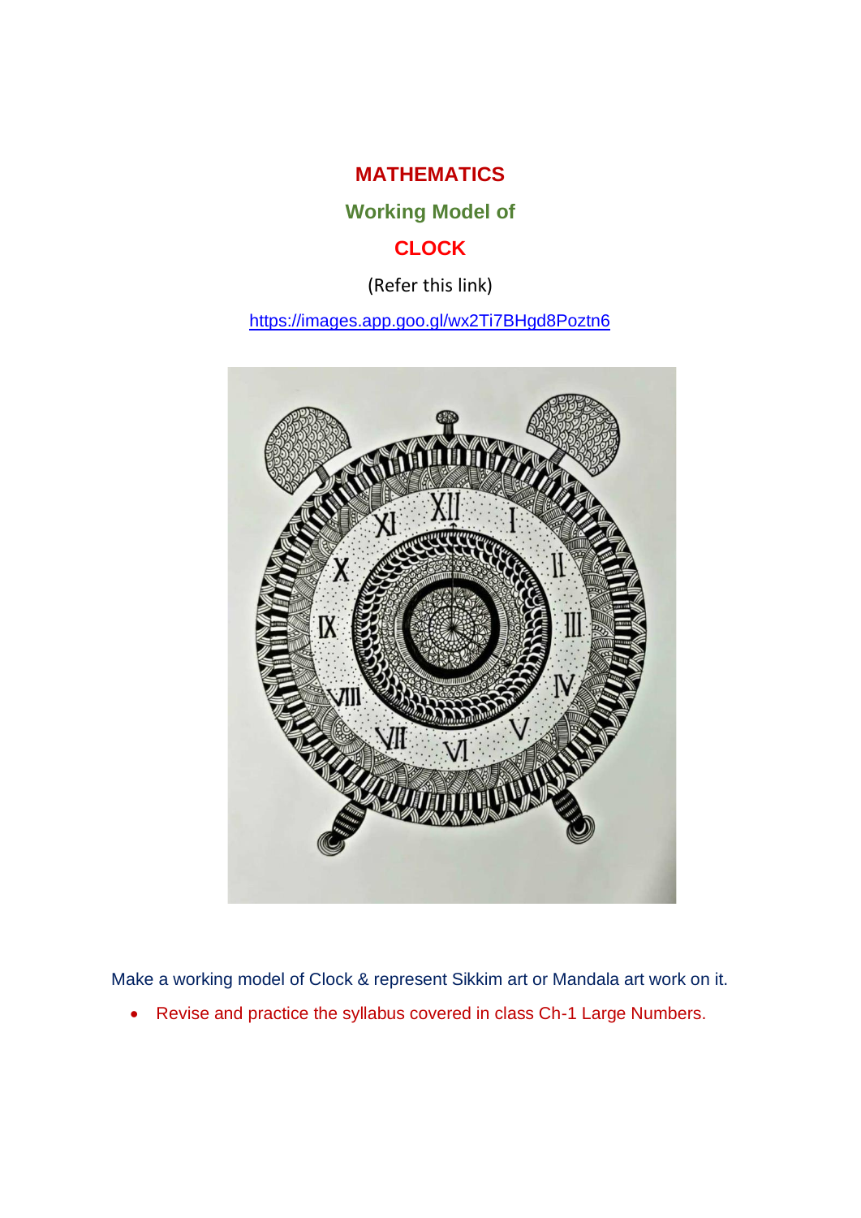# MATHEMATICS

## Working Model of

## CLOCK

(Refer this link)

https://images.app.goo.gl/wx2Ti7BHgd8Poztn6

Make a working model of Clock & represent Sikkim art or Mandala art work on it.

- Revise and practice the syllabus covered in class Ch-1 Large Numbers.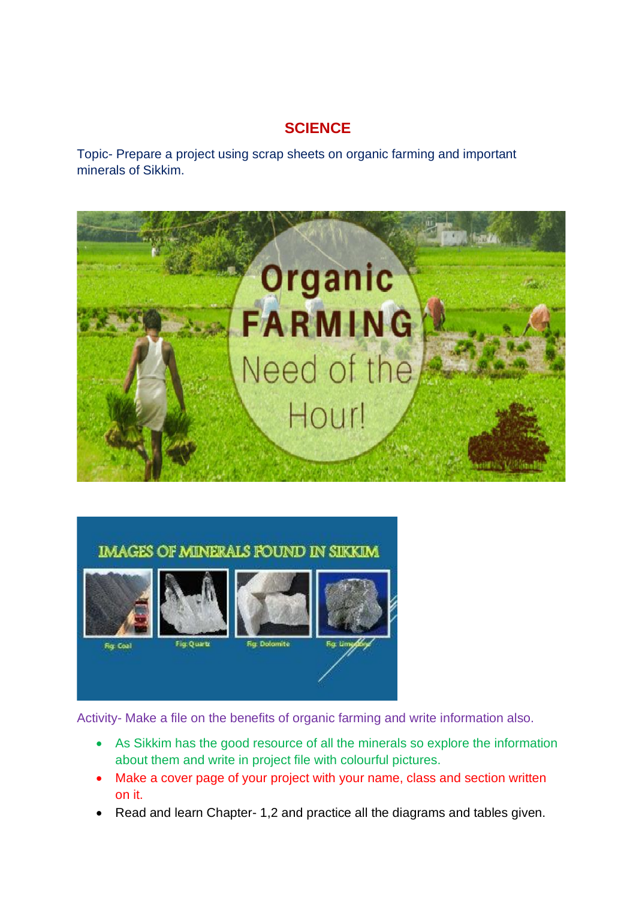# SCIENCE

Topic- Prepare a project using scrap sheets on organic farming and important minerals of Sikkim.

Activity- Make a file on the benefits of organic farming and write information also.

- As Sikkim has the good resource of all the minerals so explore the information about them and write in project file with colourful pictures.
- Make a cover page of your project with your name, class and section written on it.
- Read and learn Chapter- 1,2 and practice all the diagrams and tables given.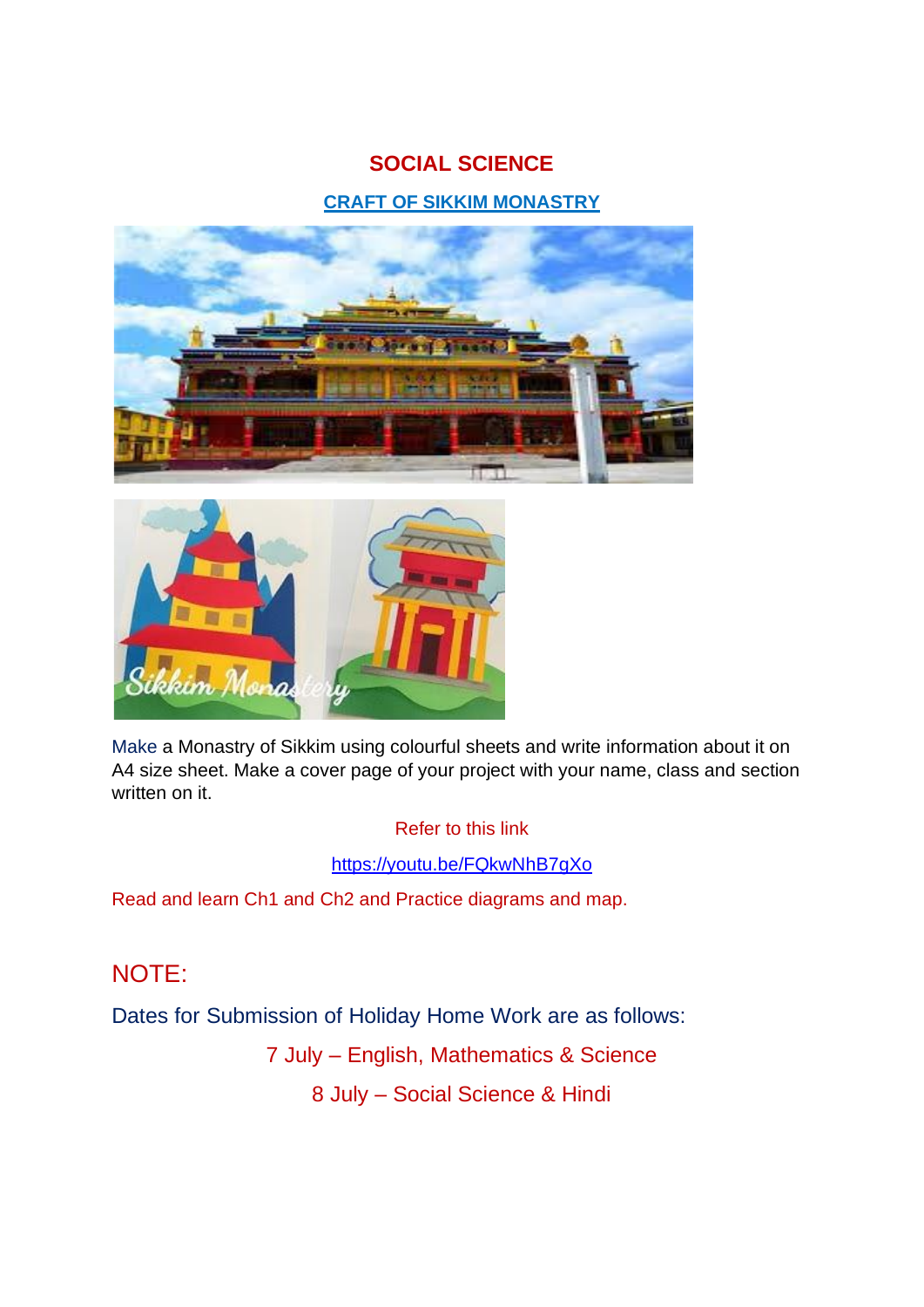## SOCIAL SCIENCE

### CRAFT OF SIKKIM MONASTRY

Make a Monastry of Sikkim using colourful sheets and write information about it on A4 size sheet. Make a cover page of your project with your name, class and section written on it.

Refer to this link

https://youtu.be/FQkwNhB7qXo

Read and learn Ch1 and Ch2 and Practice diagrams and map.

## NOTE:

Dates for Submission of Holiday Home Work are as follows:

7 July – English, Mathematics & Science

8 July – Social Science & Hindi